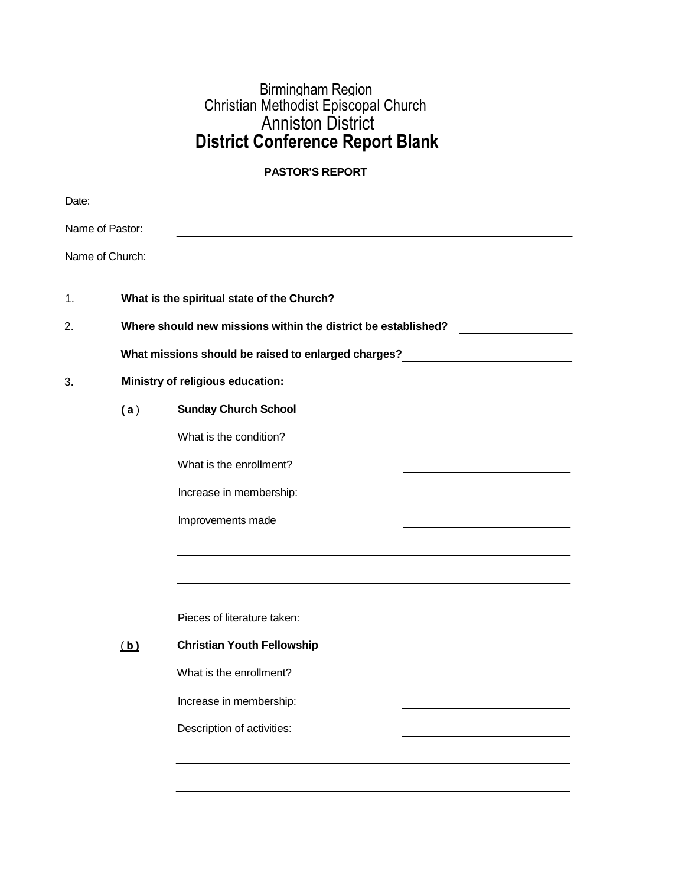# Birmingham Region
# Christian Methodist Episcopal Church
# Anniston District
# District Conference Report Blank

**PASTOR'S REPORT**

Date: ______________________

Name of Pastor: ______________________________________________

Name of Church: ______________________________________________

1. **What is the spiritual state of the Church?** ______________________

2. **Where should new missions within the district be established?** ______________

   **What missions should be raised to enlarged charges?** ______________________

3. **Ministry of religious education:**

   **(a) Sunday Church School**

   What is the condition? ______________________

   What is the enrollment? ______________________

   Increase in membership: ______________________

   Improvements made ______________________

   ______________________________________________

   ______________________________________________

   Pieces of literature taken: ______________________

   **(b) Christian Youth Fellowship**

   What is the enrollment? ______________________

   Increase in membership: ______________________

   Description of activities: ______________________

   ______________________________________________

   ______________________________________________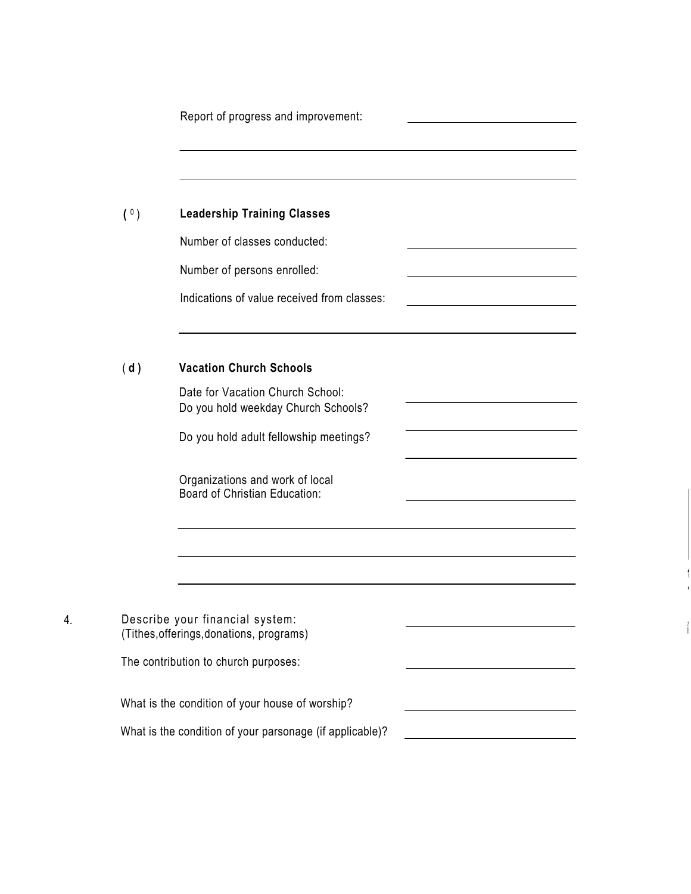Report of progress and improvement: \_\_\_\_\_\_\_\_\_\_\_\_\_\_\_\_\_\_\_\_

\_\_\_\_\_\_\_\_\_\_\_\_\_\_\_\_\_\_\_\_\_\_\_\_\_\_\_\_\_\_\_\_\_\_\_\_\_\_\_\_\_\_\_\_\_\_\_\_

\_\_\_\_\_\_\_\_\_\_\_\_\_\_\_\_\_\_\_\_\_\_\_\_\_\_\_\_\_\_\_\_\_\_\_\_\_\_\_\_\_\_\_\_\_\_\_\_

**( c ) Leadership Training Classes**

Number of classes conducted: \_\_\_\_\_\_\_\_\_\_\_\_\_\_\_\_\_\_\_\_

Number of persons enrolled: \_\_\_\_\_\_\_\_\_\_\_\_\_\_\_\_\_\_\_\_

Indications of value received from classes: \_\_\_\_\_\_\_\_\_\_\_\_\_\_\_\_\_\_\_\_

\_\_\_\_\_\_\_\_\_\_\_\_\_\_\_\_\_\_\_\_\_\_\_\_\_\_\_\_\_\_\_\_\_\_\_\_\_\_\_\_\_\_\_\_\_\_\_\_

**( d ) Vacation Church Schools**

Date for Vacation Church School: \_\_\_\_\_\_\_\_\_\_\_\_\_\_\_\_\_\_\_\_

Do you hold weekday Church Schools? \_\_\_\_\_\_\_\_\_\_\_\_\_\_\_\_\_\_\_\_

Do you hold adult fellowship meetings? \_\_\_\_\_\_\_\_\_\_\_\_\_\_\_\_\_\_\_\_

Organizations and work of local Board of Christian Education: \_\_\_\_\_\_\_\_\_\_\_\_\_\_\_\_\_\_\_\_

\_\_\_\_\_\_\_\_\_\_\_\_\_\_\_\_\_\_\_\_\_\_\_\_\_\_\_\_\_\_\_\_\_\_\_\_\_\_\_\_\_\_\_\_\_\_\_\_

\_\_\_\_\_\_\_\_\_\_\_\_\_\_\_\_\_\_\_\_\_\_\_\_\_\_\_\_\_\_\_\_\_\_\_\_\_\_\_\_\_\_\_\_\_\_\_\_

\_\_\_\_\_\_\_\_\_\_\_\_\_\_\_\_\_\_\_\_\_\_\_\_\_\_\_\_\_\_\_\_\_\_\_\_\_\_\_\_\_\_\_\_\_\_\_\_

4. Describe your financial system: (Tithes,offerings,donations, programs) \_\_\_\_\_\_\_\_\_\_\_\_\_\_\_\_\_\_\_\_

The contribution to church purposes: \_\_\_\_\_\_\_\_\_\_\_\_\_\_\_\_\_\_\_\_

What is the condition of your house of worship? \_\_\_\_\_\_\_\_\_\_\_\_\_\_\_\_\_\_\_\_

What is the condition of your parsonage (if applicable)? \_\_\_\_\_\_\_\_\_\_\_\_\_\_\_\_\_\_\_\_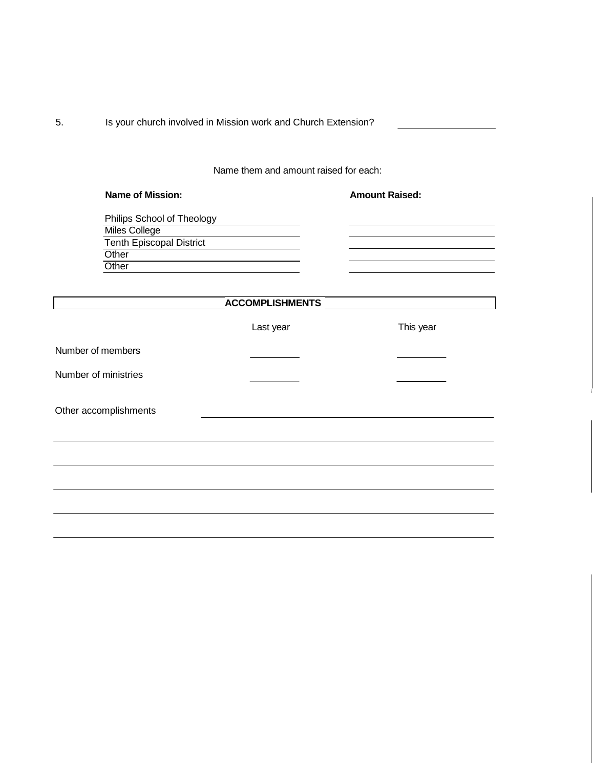5. Is your church involved in Mission work and Church Extension? ____________

Name them and amount raised for each:

| Name of Mission: | Amount Raised: |
| --- | --- |
| Philips School of Theology | |
| Miles College | |
| Tenth Episcopal District | |
| Other | |
| Other | |

**ACCOMPLISHMENTS**

| | Last year | This year |
| --- | --- | --- |
| Number of members | | |
| Number of ministries | | |

Other accomplishments ____________________________________________

______________________________________________________________

______________________________________________________________

______________________________________________________________

______________________________________________________________

______________________________________________________________